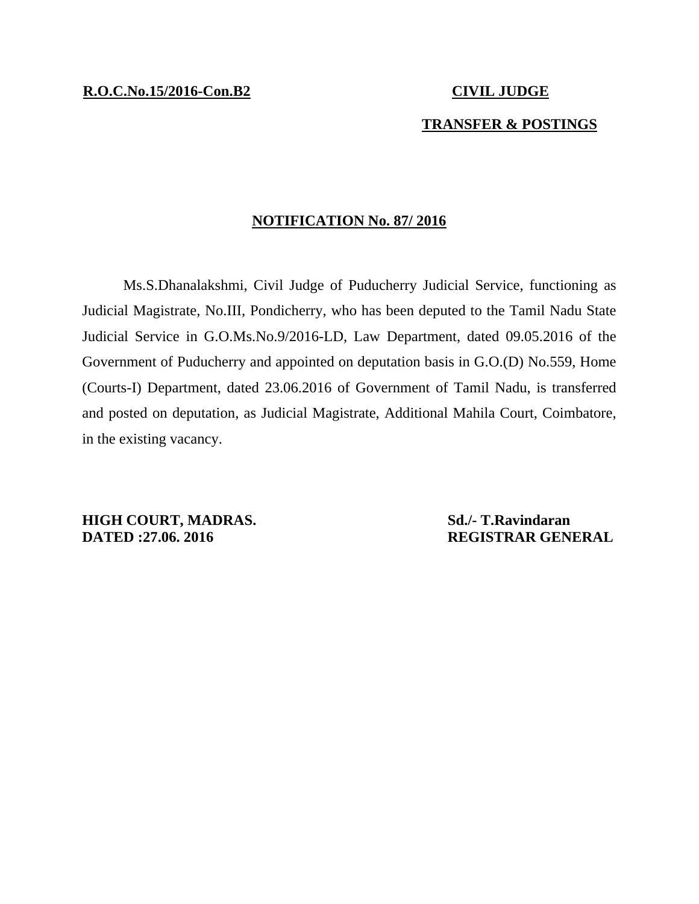**R.O.C.No.15/2016-Con.B2** **CIVIL JUDGE**

**TRANSFER & POSTINGS**

**NOTIFICATION No. 87/ 2016**

Ms.S.Dhanalakshmi, Civil Judge of Puducherry Judicial Service, functioning as Judicial Magistrate, No.III, Pondicherry, who has been deputed to the Tamil Nadu State Judicial Service in G.O.Ms.No.9/2016-LD, Law Department, dated 09.05.2016 of the Government of Puducherry and appointed on deputation basis in G.O.(D) No.559, Home (Courts-I) Department, dated 23.06.2016 of Government of Tamil Nadu, is transferred and posted on deputation, as Judicial Magistrate, Additional Mahila Court, Coimbatore, in the existing vacancy.

**HIGH COURT, MADRAS.**
**DATED :27.06. 2016**

**Sd./- T.Ravindaran**
**REGISTRAR GENERAL**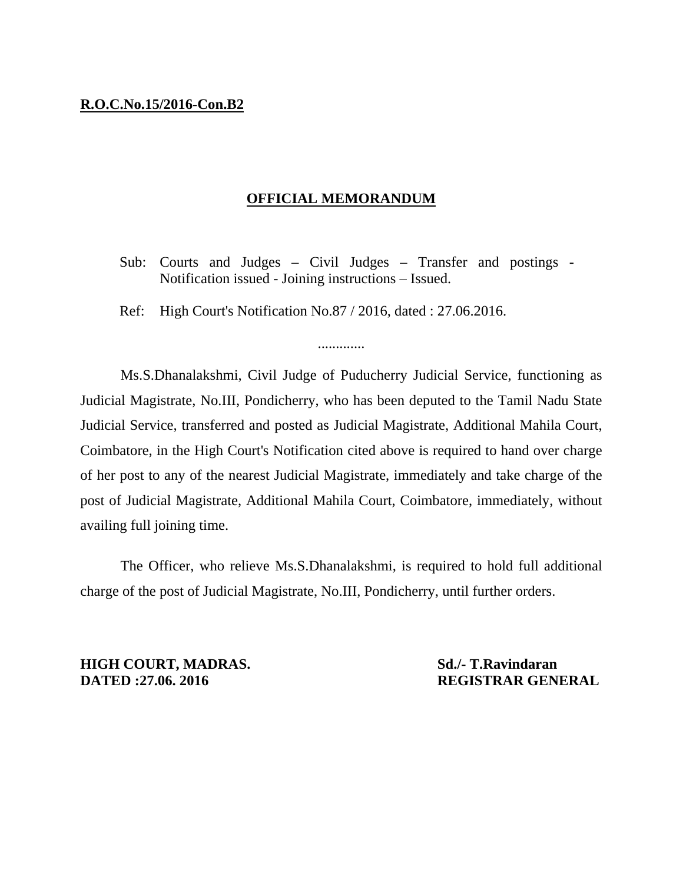**R.O.C.No.15/2016-Con.B2**

## OFFICIAL MEMORANDUM

Sub: Courts and Judges – Civil Judges – Transfer and postings - Notification issued - Joining instructions – Issued.

Ref: High Court's Notification No.87 / 2016, dated : 27.06.2016.

.............

Ms.S.Dhanalakshmi, Civil Judge of Puducherry Judicial Service, functioning as Judicial Magistrate, No.III, Pondicherry, who has been deputed to the Tamil Nadu State Judicial Service, transferred and posted as Judicial Magistrate, Additional Mahila Court, Coimbatore, in the High Court's Notification cited above is required to hand over charge of her post to any of the nearest Judicial Magistrate, immediately and take charge of the post of Judicial Magistrate, Additional Mahila Court, Coimbatore, immediately, without availing full joining time.

The Officer, who relieve Ms.S.Dhanalakshmi, is required to hold full additional charge of the post of Judicial Magistrate, No.III, Pondicherry, until further orders.

**HIGH COURT, MADRAS.** **Sd./- T.Ravindaran**
**DATED :27.06. 2016** **REGISTRAR GENERAL**